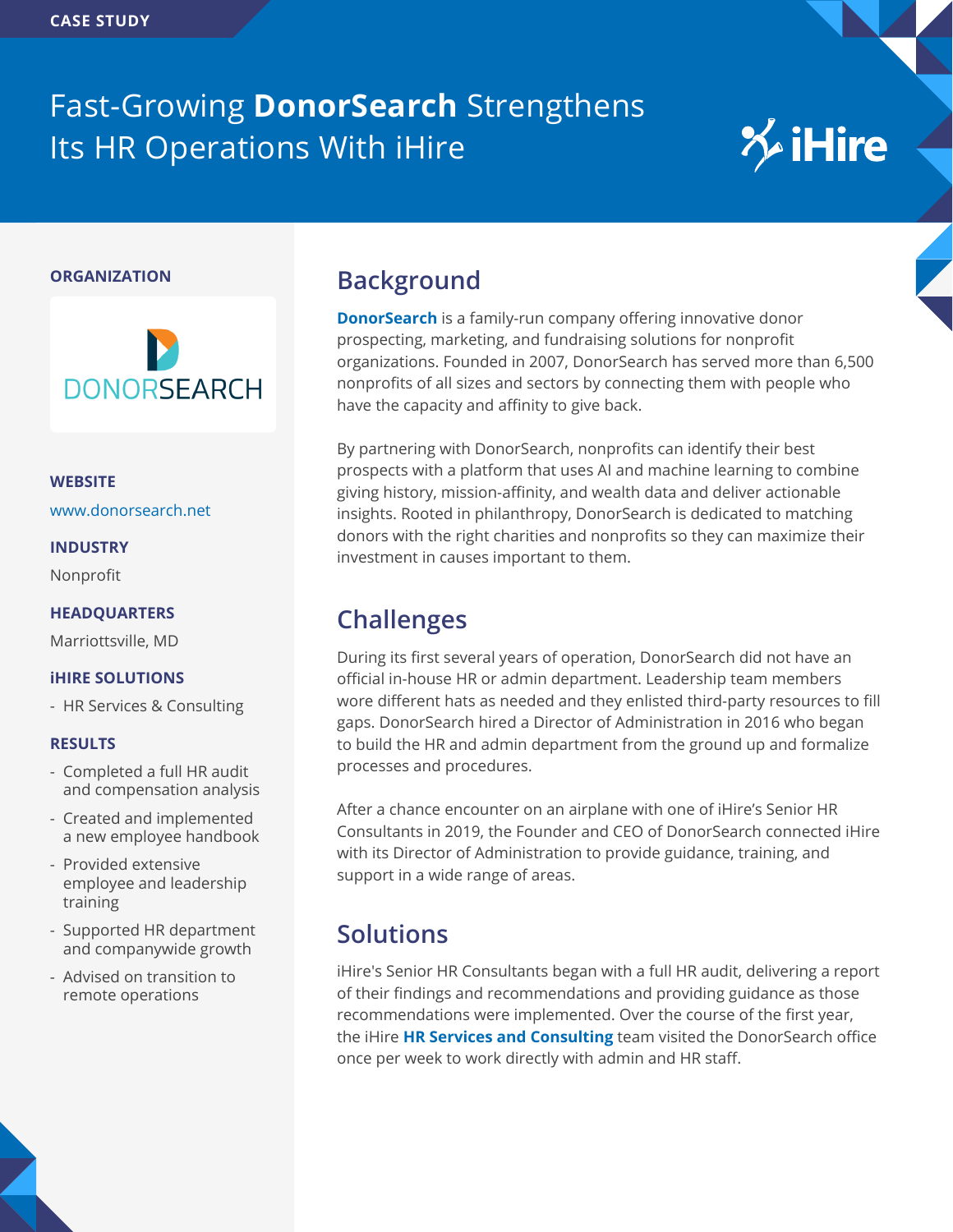CASE STUDY

# Fast-Growing **DonorSearch** Strengthens Its HR Operations With iHire

### ORGANIZATION

DONORSEARCH

### WEBSITE

www.donorsearch.net

### INDUSTRY

Nonprofit

### HEADQUARTERS

Marriottsville, MD

### iHIRE SOLUTIONS

- HR Services & Consulting

### RESULTS

- Completed a full HR audit and compensation analysis
- Created and implemented a new employee handbook
- Provided extensive employee and leadership training
- Supported HR department and companywide growth
- Advised on transition to remote operations

## Background

**DonorSearch** is a family-run company offering innovative donor prospecting, marketing, and fundraising solutions for nonprofit organizations. Founded in 2007, DonorSearch has served more than 6,500 nonprofits of all sizes and sectors by connecting them with people who have the capacity and affinity to give back.

By partnering with DonorSearch, nonprofits can identify their best prospects with a platform that uses AI and machine learning to combine giving history, mission-affinity, and wealth data and deliver actionable insights. Rooted in philanthropy, DonorSearch is dedicated to matching donors with the right charities and nonprofits so they can maximize their investment in causes important to them.

## Challenges

During its first several years of operation, DonorSearch did not have an official in-house HR or admin department. Leadership team members wore different hats as needed and they enlisted third-party resources to fill gaps. DonorSearch hired a Director of Administration in 2016 who began to build the HR and admin department from the ground up and formalize processes and procedures.

After a chance encounter on an airplane with one of iHire's Senior HR Consultants in 2019, the Founder and CEO of DonorSearch connected iHire with its Director of Administration to provide guidance, training, and support in a wide range of areas.

## Solutions

iHire's Senior HR Consultants began with a full HR audit, delivering a report of their findings and recommendations and providing guidance as those recommendations were implemented. Over the course of the first year, the iHire **HR Services and Consulting** team visited the DonorSearch office once per week to work directly with admin and HR staff.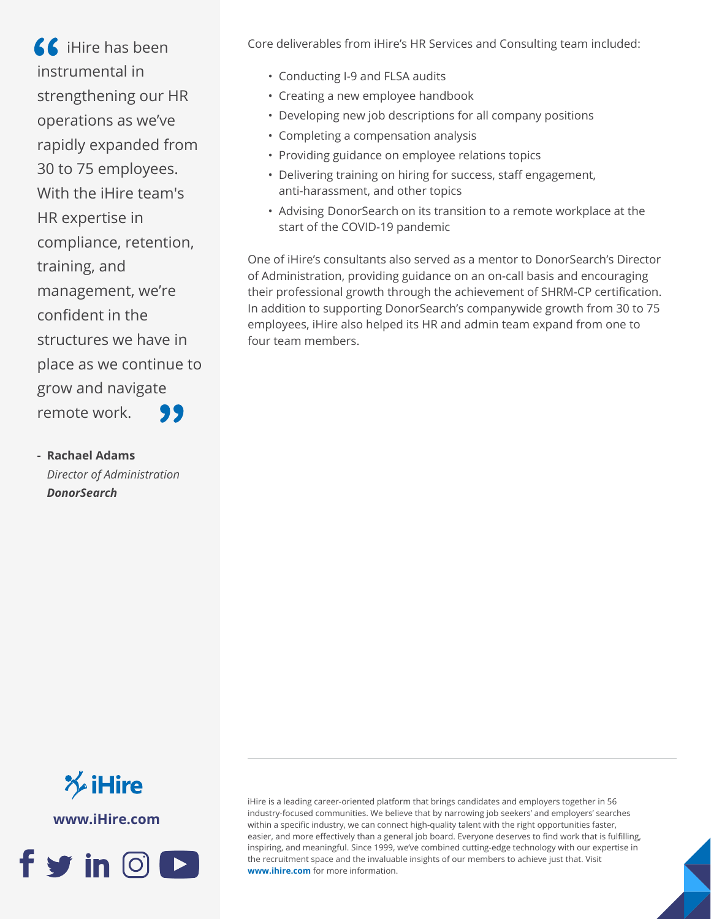> "iHire has been instrumental in strengthening our HR operations as we've rapidly expanded from 30 to 75 employees. With the iHire team's HR expertise in compliance, retention, training, and management, we're confident in the structures we have in place as we continue to grow and navigate remote work."

- **Rachael Adams**
  *Director of Administration*
  ***DonorSearch***

Core deliverables from iHire's HR Services and Consulting team included:

- Conducting I-9 and FLSA audits
- Creating a new employee handbook
- Developing new job descriptions for all company positions
- Completing a compensation analysis
- Providing guidance on employee relations topics
- Delivering training on hiring for success, staff engagement, anti-harassment, and other topics
- Advising DonorSearch on its transition to a remote workplace at the start of the COVID-19 pandemic

One of iHire's consultants also served as a mentor to DonorSearch's Director of Administration, providing guidance on an on-call basis and encouraging their professional growth through the achievement of SHRM-CP certification. In addition to supporting DonorSearch's companywide growth from 30 to 75 employees, iHire also helped its HR and admin team expand from one to four team members.

**iHire**

**www.iHire.com**

---

iHire is a leading career-oriented platform that brings candidates and employers together in 56 industry-focused communities. We believe that by narrowing job seekers' and employers' searches within a specific industry, we can connect high-quality talent with the right opportunities faster, easier, and more effectively than a general job board. Everyone deserves to find work that is fulfilling, inspiring, and meaningful. Since 1999, we've combined cutting-edge technology with our expertise in the recruitment space and the invaluable insights of our members to achieve just that. Visit **www.ihire.com** for more information.